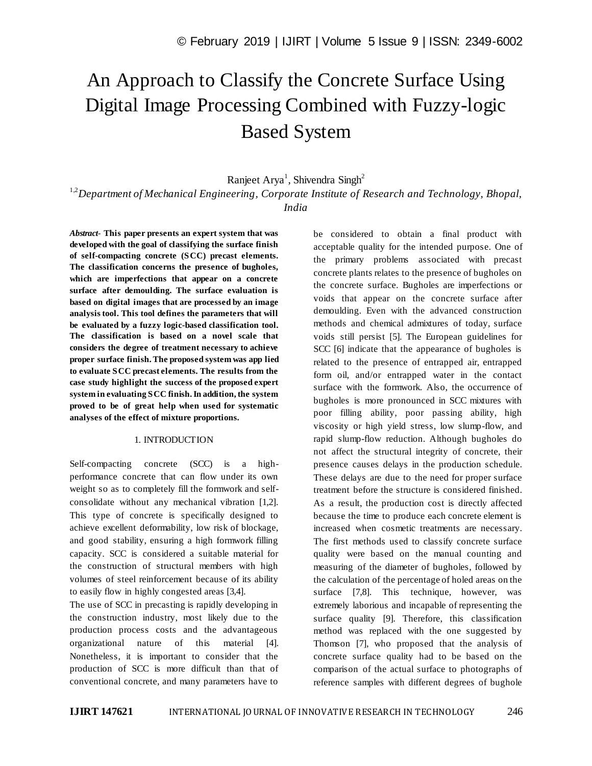# An Approach to Classify the Concrete Surface Using Digital Image Processing Combined with Fuzzy-logic Based System

Ranjeet Arya[1], Shivendra Singh[2]

[1,2]*Department of Mechanical Engineering, Corporate Institute of Research and Technology, Bhopal, India*

***Abstract-*** **This paper presents an expert system that was developed with the goal of classifying the surface finish of self-compacting concrete (SCC) precast elements. The classification concerns the presence of bugholes, which are imperfections that appear on a concrete surface after demoulding. The surface evaluation is based on digital images that are processed by an image analysis tool. This tool defines the parameters that will be evaluated by a fuzzy logic-based classification tool. The classification is based on a novel scale that considers the degree of treatment necessary to achieve proper surface finish. The proposed system was app lied to evaluate SCC precast elements. The results from the case study highlight the success of the proposed expert system in evaluating SCC finish. In addition, the system proved to be of great help when used for systematic analyses of the effect of mixture proportions.**

## 1. INTRODUCTION

Self-compacting concrete (SCC) is a high-performance concrete that can flow under its own weight so as to completely fill the formwork and self-consolidate without any mechanical vibration [1,2]. This type of concrete is specifically designed to achieve excellent deformability, low risk of blockage, and good stability, ensuring a high formwork filling capacity. SCC is considered a suitable material for the construction of structural members with high volumes of steel reinforcement because of its ability to easily flow in highly congested areas [3,4].

The use of SCC in precasting is rapidly developing in the construction industry, most likely due to the production process costs and the advantageous organizational nature of this material [4]. Nonetheless, it is important to consider that the production of SCC is more difficult than that of conventional concrete, and many parameters have to be considered to obtain a final product with acceptable quality for the intended purpose. One of the primary problems associated with precast concrete plants relates to the presence of bugholes on the concrete surface. Bugholes are imperfections or voids that appear on the concrete surface after demoulding. Even with the advanced construction methods and chemical admixtures of today, surface voids still persist [5]. The European guidelines for SCC [6] indicate that the appearance of bugholes is related to the presence of entrapped air, entrapped form oil, and/or entrapped water in the contact surface with the formwork. Also, the occurrence of bugholes is more pronounced in SCC mixtures with poor filling ability, poor passing ability, high viscosity or high yield stress, low slump-flow, and rapid slump-flow reduction. Although bugholes do not affect the structural integrity of concrete, their presence causes delays in the production schedule. These delays are due to the need for proper surface treatment before the structure is considered finished. As a result, the production cost is directly affected because the time to produce each concrete element is increased when cosmetic treatments are necessary. The first methods used to classify concrete surface quality were based on the manual counting and measuring of the diameter of bugholes, followed by the calculation of the percentage of holed areas on the surface [7,8]. This technique, however, was extremely laborious and incapable of representing the surface quality [9]. Therefore, this classification method was replaced with the one suggested by Thomson [7], who proposed that the analysis of concrete surface quality had to be based on the comparison of the actual surface to photographs of reference samples with different degrees of bughole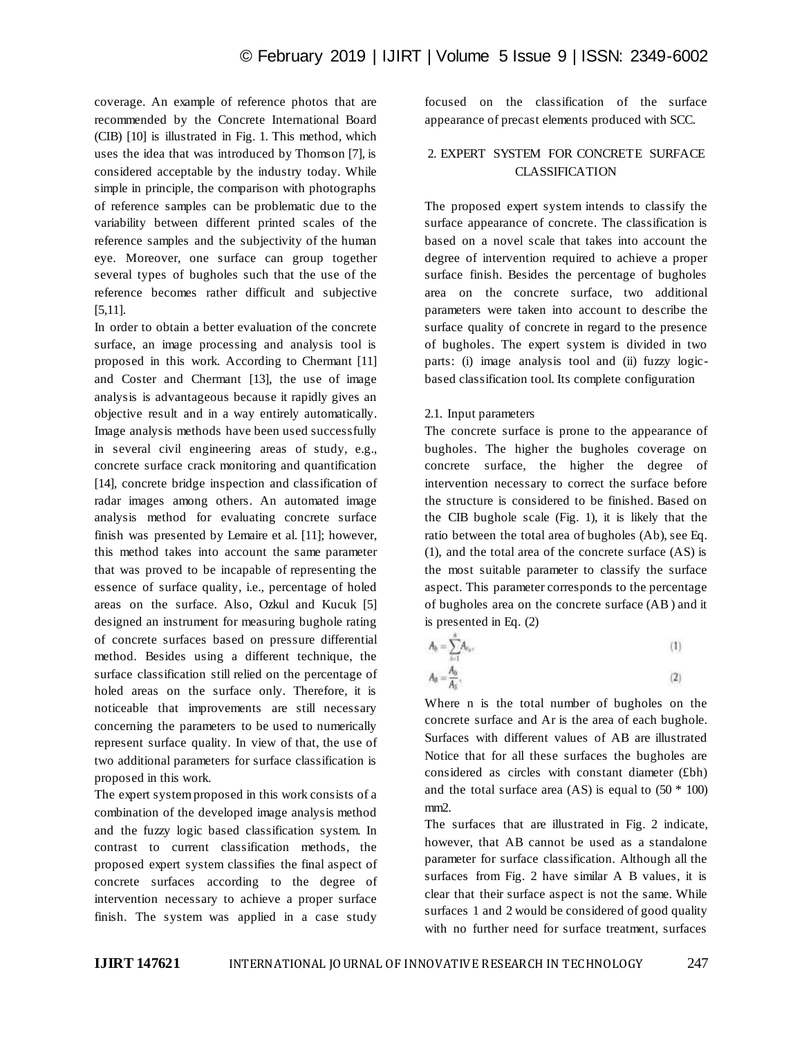coverage. An example of reference photos that are recommended by the Concrete International Board (CIB) [10] is illustrated in Fig. 1. This method, which uses the idea that was introduced by Thomson [7], is considered acceptable by the industry today. While simple in principle, the comparison with photographs of reference samples can be problematic due to the variability between different printed scales of the reference samples and the subjectivity of the human eye. Moreover, one surface can group together several types of bugholes such that the use of the reference becomes rather difficult and subjective [5,11].

In order to obtain a better evaluation of the concrete surface, an image processing and analysis tool is proposed in this work. According to Chermant [11] and Coster and Chermant [13], the use of image analysis is advantageous because it rapidly gives an objective result and in a way entirely automatically. Image analysis methods have been used successfully in several civil engineering areas of study, e.g., concrete surface crack monitoring and quantification [14], concrete bridge inspection and classification of radar images among others. An automated image analysis method for evaluating concrete surface finish was presented by Lemaire et al. [11]; however, this method takes into account the same parameter that was proved to be incapable of representing the essence of surface quality, i.e., percentage of holed areas on the surface. Also, Ozkul and Kucuk [5] designed an instrument for measuring bughole rating of concrete surfaces based on pressure differential method. Besides using a different technique, the surface classification still relied on the percentage of holed areas on the surface only. Therefore, it is noticeable that improvements are still necessary concerning the parameters to be used to numerically represent surface quality. In view of that, the use of two additional parameters for surface classification is proposed in this work.

The expert system proposed in this work consists of a combination of the developed image analysis method and the fuzzy logic based classification system. In contrast to current classification methods, the proposed expert system classifies the final aspect of concrete surfaces according to the degree of intervention necessary to achieve a proper surface finish. The system was applied in a case study focused on the classification of the surface appearance of precast elements produced with SCC.

## 2. EXPERT SYSTEM FOR CONCRETE SURFACE CLASSIFICATION

The proposed expert system intends to classify the surface appearance of concrete. The classification is based on a novel scale that takes into account the degree of intervention required to achieve a proper surface finish. Besides the percentage of bugholes area on the concrete surface, two additional parameters were taken into account to describe the surface quality of concrete in regard to the presence of bugholes. The expert system is divided in two parts: (i) image analysis tool and (ii) fuzzy logic-based classification tool. Its complete configuration

### 2.1. Input parameters

The concrete surface is prone to the appearance of bugholes. The higher the bugholes coverage on concrete surface, the higher the degree of intervention necessary to correct the surface before the structure is considered to be finished. Based on the CIB bughole scale (Fig. 1), it is likely that the ratio between the total area of bugholes (Ab), see Eq. (1), and the total area of the concrete surface (AS) is the most suitable parameter to classify the surface aspect. This parameter corresponds to the percentage of bugholes area on the concrete surface (AB) and it is presented in Eq. (2)

$$A_b = \sum_{i=1}^{n} A_{b_i}, \quad (1)$$

$$A_B = \frac{A_b}{A_S}, \quad (2)$$

Where n is the total number of bugholes on the concrete surface and Ar is the area of each bughole. Surfaces with different values of AB are illustrated Notice that for all these surfaces the bugholes are considered as circles with constant diameter (£bh) and the total surface area (AS) is equal to (50 * 100) mm2.

The surfaces that are illustrated in Fig. 2 indicate, however, that AB cannot be used as a standalone parameter for surface classification. Although all the surfaces from Fig. 2 have similar A B values, it is clear that their surface aspect is not the same. While surfaces 1 and 2 would be considered of good quality with no further need for surface treatment, surfaces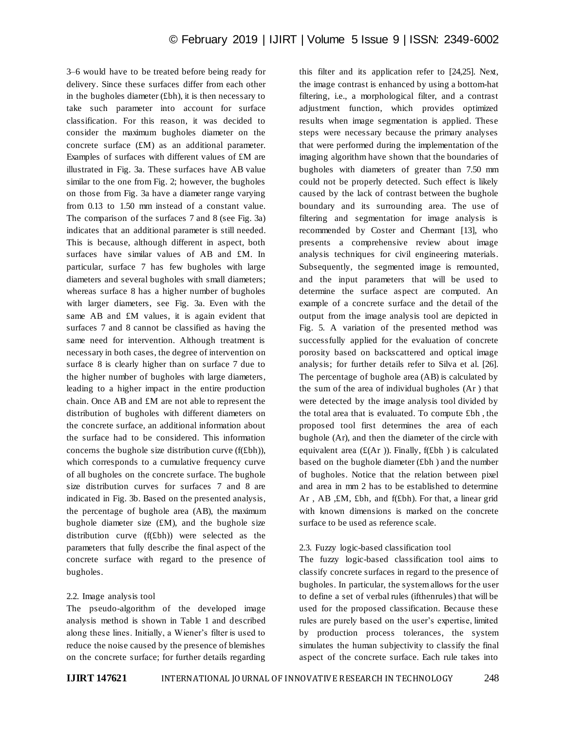3–6 would have to be treated before being ready for delivery. Since these surfaces differ from each other in the bugholes diameter (£bh), it is then necessary to take such parameter into account for surface classification. For this reason, it was decided to consider the maximum bugholes diameter on the concrete surface (£M) as an additional parameter. Examples of surfaces with different values of £M are illustrated in Fig. 3a. These surfaces have AB value similar to the one from Fig. 2; however, the bugholes on those from Fig. 3a have a diameter range varying from 0.13 to 1.50 mm instead of a constant value. The comparison of the surfaces 7 and 8 (see Fig. 3a) indicates that an additional parameter is still needed. This is because, although different in aspect, both surfaces have similar values of AB and £M. In particular, surface 7 has few bugholes with large diameters and several bugholes with small diameters; whereas surface 8 has a higher number of bugholes with larger diameters, see Fig. 3a. Even with the same AB and £M values, it is again evident that surfaces 7 and 8 cannot be classified as having the same need for intervention. Although treatment is necessary in both cases, the degree of intervention on surface 8 is clearly higher than on surface 7 due to the higher number of bugholes with large diameters, leading to a higher impact in the entire production chain. Once AB and £M are not able to represent the distribution of bugholes with different diameters on the concrete surface, an additional information about the surface had to be considered. This information concerns the bughole size distribution curve (f(£bh)), which corresponds to a cumulative frequency curve of all bugholes on the concrete surface. The bughole size distribution curves for surfaces 7 and 8 are indicated in Fig. 3b. Based on the presented analysis, the percentage of bughole area (AB), the maximum bughole diameter size (£M), and the bughole size distribution curve (f(£bh)) were selected as the parameters that fully describe the final aspect of the concrete surface with regard to the presence of bugholes.

## 2.2. Image analysis tool

The pseudo-algorithm of the developed image analysis method is shown in Table 1 and described along these lines. Initially, a Wiener's filter is used to reduce the noise caused by the presence of blemishes on the concrete surface; for further details regarding this filter and its application refer to [24,25]. Next, the image contrast is enhanced by using a bottom-hat filtering, i.e., a morphological filter, and a contrast adjustment function, which provides optimized results when image segmentation is applied. These steps were necessary because the primary analyses that were performed during the implementation of the imaging algorithm have shown that the boundaries of bugholes with diameters of greater than 7.50 mm could not be properly detected. Such effect is likely caused by the lack of contrast between the bughole boundary and its surrounding area. The use of filtering and segmentation for image analysis is recommended by Coster and Chermant [13], who presents a comprehensive review about image analysis techniques for civil engineering materials. Subsequently, the segmented image is remounted, and the input parameters that will be used to determine the surface aspect are computed. An example of a concrete surface and the detail of the output from the image analysis tool are depicted in Fig. 5. A variation of the presented method was successfully applied for the evaluation of concrete porosity based on backscattered and optical image analysis; for further details refer to Silva et al. [26]. The percentage of bughole area (AB) is calculated by the sum of the area of individual bugholes (Ar ) that were detected by the image analysis tool divided by the total area that is evaluated. To compute £bh , the proposed tool first determines the area of each bughole (Ar), and then the diameter of the circle with equivalent area (£(Ar )). Finally, f(£bh ) is calculated based on the bughole diameter (£bh ) and the number of bugholes. Notice that the relation between pixel and area in mm 2 has to be established to determine Ar , AB ,£M, £bh, and f(£bh). For that, a linear grid with known dimensions is marked on the concrete surface to be used as reference scale.

## 2.3. Fuzzy logic-based classification tool

The fuzzy logic-based classification tool aims to classify concrete surfaces in regard to the presence of bugholes. In particular, the system allows for the user to define a set of verbal rules (ifthenrules) that will be used for the proposed classification. Because these rules are purely based on the user's expertise, limited by production process tolerances, the system simulates the human subjectivity to classify the final aspect of the concrete surface. Each rule takes into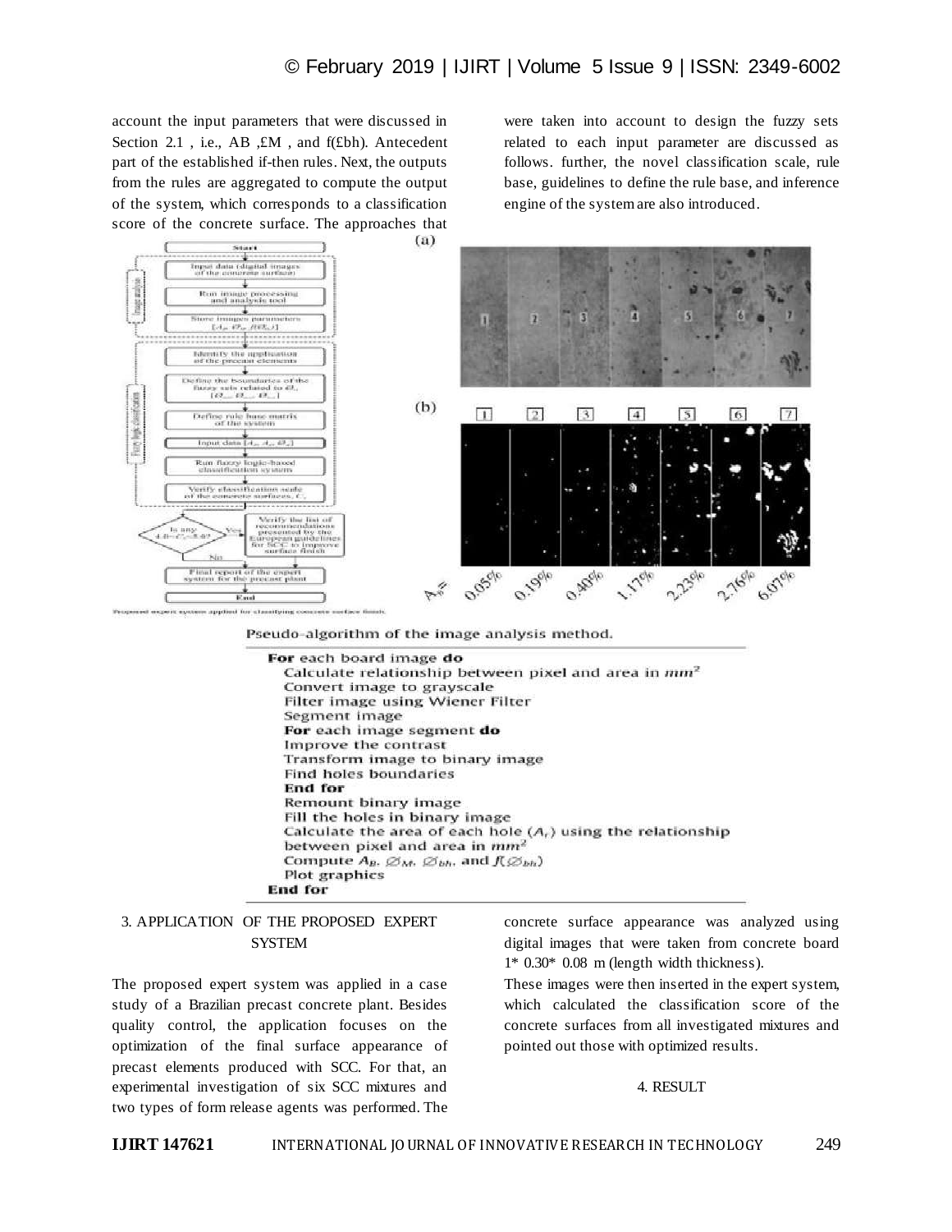account the input parameters that were discussed in Section 2.1 , i.e., AB ,£M , and f(£bh). Antecedent part of the established if-then rules. Next, the outputs from the rules are aggregated to compute the output of the system, which corresponds to a classification score of the concrete surface. The approaches that were taken into account to design the fuzzy sets related to each input parameter are discussed as follows. further, the novel classification scale, rule base, guidelines to define the rule base, and inference engine of the system are also introduced.

Proposed expert system applied for classifying concrete surface finish.

Pseudo-algorithm of the image analysis method.

```
For each board image do
  Calculate relationship between pixel and area in mm²
  Convert image to grayscale
  Filter image using Wiener Filter
  Segment image
  For each image segment do
  Improve the contrast
  Transform image to binary image
  Find holes boundaries
  End for
  Remount binary image
  Fill the holes in binary image
  Calculate the area of each hole (A_r) using the relationship
  between pixel and area in mm²
  Compute A_B, ∅_M, ∅_bh, and f(∅_bh)
  Plot graphics
End for
```

## 3. APPLICATION OF THE PROPOSED EXPERT SYSTEM

The proposed expert system was applied in a case study of a Brazilian precast concrete plant. Besides quality control, the application focuses on the optimization of the final surface appearance of precast elements produced with SCC. For that, an experimental investigation of six SCC mixtures and two types of form release agents was performed. The concrete surface appearance was analyzed using digital images that were taken from concrete board 1* 0.30* 0.08 m (length width thickness).

These images were then inserted in the expert system, which calculated the classification score of the concrete surfaces from all investigated mixtures and pointed out those with optimized results.

## 4. RESULT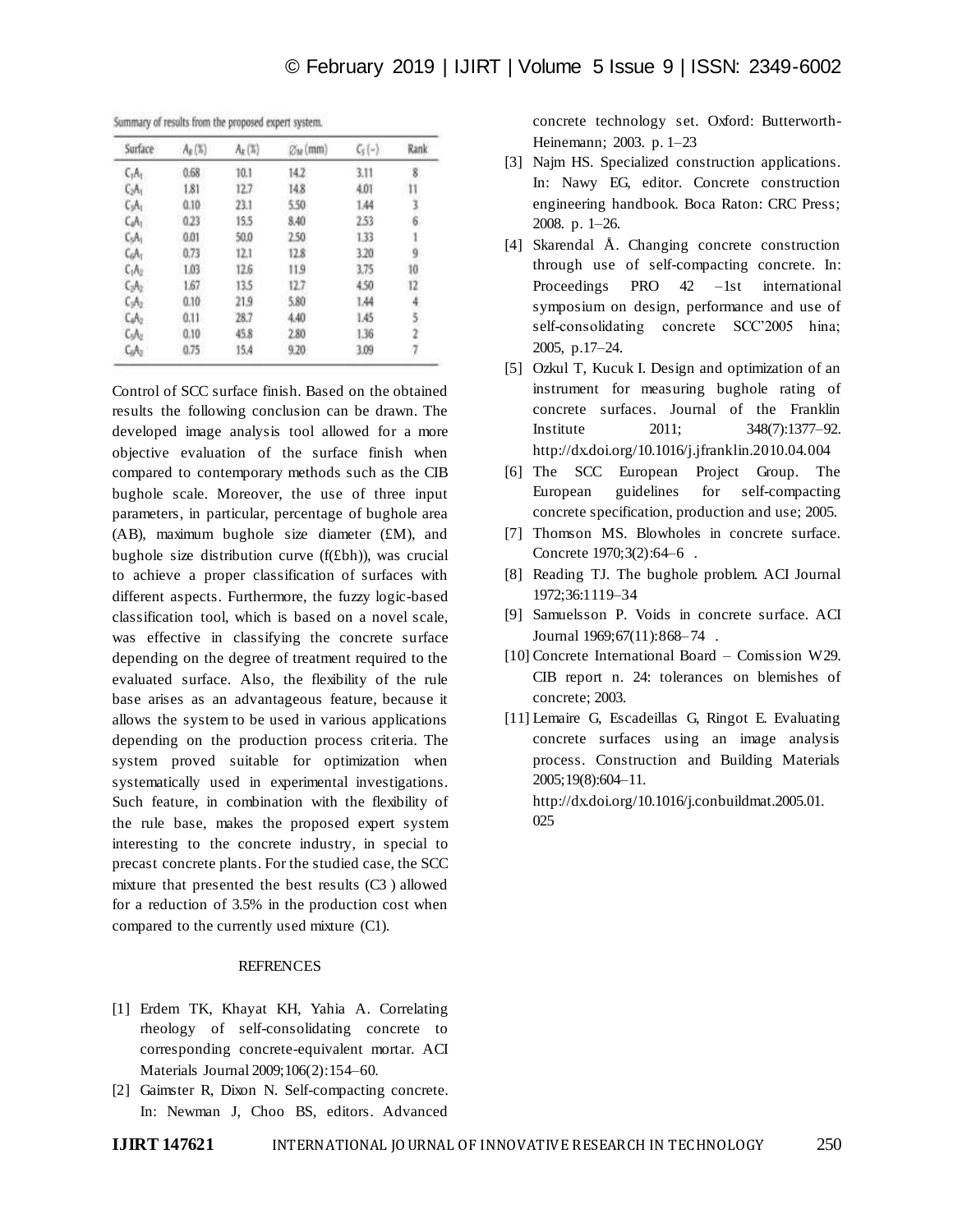Summary of results from the proposed expert system.

| Surface | $A_B$ (%) | $A_E$ (%) | $\varnothing_M$ (mm) | $C_S$ (–) | Rank |
|---|---|---|---|---|---|
| $C_1A_1$ | 0.68 | 10.1 | 14.2 | 3.11 | 8 |
| $C_2A_1$ | 1.81 | 12.7 | 14.8 | 4.01 | 11 |
| $C_3A_1$ | 0.10 | 23.1 | 5.50 | 1.44 | 3 |
| $C_4A_1$ | 0.23 | 15.5 | 8.40 | 2.53 | 6 |
| $C_5A_1$ | 0.01 | 50.0 | 2.50 | 1.33 | 1 |
| $C_6A_1$ | 0.73 | 12.1 | 12.8 | 3.20 | 9 |
| $C_1A_2$ | 1.03 | 12.6 | 11.9 | 3.75 | 10 |
| $C_2A_2$ | 1.67 | 13.5 | 12.7 | 4.50 | 12 |
| $C_3A_2$ | 0.10 | 21.9 | 5.80 | 1.44 | 4 |
| $C_4A_2$ | 0.11 | 28.7 | 4.40 | 1.45 | 5 |
| $C_5A_2$ | 0.10 | 45.8 | 2.80 | 1.36 | 2 |
| $C_6A_2$ | 0.75 | 15.4 | 9.20 | 3.09 | 7 |

Control of SCC surface finish. Based on the obtained results the following conclusion can be drawn. The developed image analysis tool allowed for a more objective evaluation of the surface finish when compared to contemporary methods such as the CIB bughole scale. Moreover, the use of three input parameters, in particular, percentage of bughole area (AB), maximum bughole size diameter (£M), and bughole size distribution curve (f(£bh)), was crucial to achieve a proper classification of surfaces with different aspects. Furthermore, the fuzzy logic-based classification tool, which is based on a novel scale, was effective in classifying the concrete surface depending on the degree of treatment required to the evaluated surface. Also, the flexibility of the rule base arises as an advantageous feature, because it allows the system to be used in various applications depending on the production process criteria. The system proved suitable for optimization when systematically used in experimental investigations. Such feature, in combination with the flexibility of the rule base, makes the proposed expert system interesting to the concrete industry, in special to precast concrete plants. For the studied case, the SCC mixture that presented the best results (C3 ) allowed for a reduction of 3.5% in the production cost when compared to the currently used mixture (C1).

## REFRENCES

[1] Erdem TK, Khayat KH, Yahia A. Correlating rheology of self-consolidating concrete to corresponding concrete-equivalent mortar. ACI Materials Journal 2009;106(2):154–60.

[2] Gaimster R, Dixon N. Self-compacting concrete. In: Newman J, Choo BS, editors. Advanced concrete technology set. Oxford: Butterworth-Heinemann; 2003. p. 1–23

[3] Najm HS. Specialized construction applications. In: Nawy EG, editor. Concrete construction engineering handbook. Boca Raton: CRC Press; 2008. p. 1–26.

[4] Skarendal Å. Changing concrete construction through use of self-compacting concrete. In: Proceedings PRO 42 –1st international symposium on design, performance and use of self-consolidating concrete SCC'2005 hina; 2005, p.17–24.

[5] Ozkul T, Kucuk I. Design and optimization of an instrument for measuring bughole rating of concrete surfaces. Journal of the Franklin Institute 2011; 348(7):1377–92. http://dx.doi.org/10.1016/j.jfranklin.2010.04.004

[6] The SCC European Project Group. The European guidelines for self-compacting concrete specification, production and use; 2005.

[7] Thomson MS. Blowholes in concrete surface. Concrete 1970;3(2):64–6 .

[8] Reading TJ. The bughole problem. ACI Journal 1972;36:1119–34

[9] Samuelsson P. Voids in concrete surface. ACI Journal 1969;67(11):868–74 .

[10] Concrete International Board – Comission W29. CIB report n. 24: tolerances on blemishes of concrete; 2003.

[11] Lemaire G, Escadeillas G, Ringot E. Evaluating concrete surfaces using an image analysis process. Construction and Building Materials 2005;19(8):604–11. http://dx.doi.org/10.1016/j.conbuildmat.2005.01.025